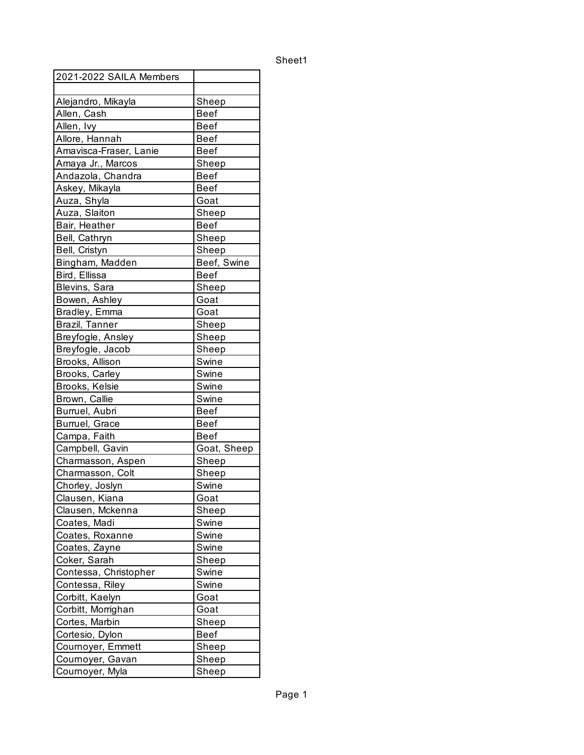| 2021-2022 SAILA Members | |
|---|---|
| | |
| Alejandro, Mikayla | Sheep |
| Allen, Cash | Beef |
| Allen, Ivy | Beef |
| Allore, Hannah | Beef |
| Amavisca-Fraser, Lanie | Beef |
| Amaya Jr., Marcos | Sheep |
| Andazola, Chandra | Beef |
| Askey, Mikayla | Beef |
| Auza, Shyla | Goat |
| Auza, Slaiton | Sheep |
| Bair, Heather | Beef |
| Bell, Cathryn | Sheep |
| Bell, Cristyn | Sheep |
| Bingham, Madden | Beef, Swine |
| Bird, Ellissa | Beef |
| Blevins, Sara | Sheep |
| Bowen, Ashley | Goat |
| Bradley, Emma | Goat |
| Brazil, Tanner | Sheep |
| Breyfogle, Ansley | Sheep |
| Breyfogle, Jacob | Sheep |
| Brooks, Allison | Swine |
| Brooks, Carley | Swine |
| Brooks, Kelsie | Swine |
| Brown, Callie | Swine |
| Burruel, Aubri | Beef |
| Burruel, Grace | Beef |
| Campa, Faith | Beef |
| Campbell, Gavin | Goat, Sheep |
| Charmasson, Aspen | Sheep |
| Charmasson, Colt | Sheep |
| Chorley, Joslyn | Swine |
| Clausen, Kiana | Goat |
| Clausen, Mckenna | Sheep |
| Coates, Madi | Swine |
| Coates, Roxanne | Swine |
| Coates, Zayne | Swine |
| Coker, Sarah | Sheep |
| Contessa, Christopher | Swine |
| Contessa, Riley | Swine |
| Corbitt, Kaelyn | Goat |
| Corbitt, Morrighan | Goat |
| Cortes, Marbin | Sheep |
| Cortesio, Dylon | Beef |
| Cournoyer, Emmett | Sheep |
| Cournoyer, Gavan | Sheep |
| Cournoyer, Myla | Sheep |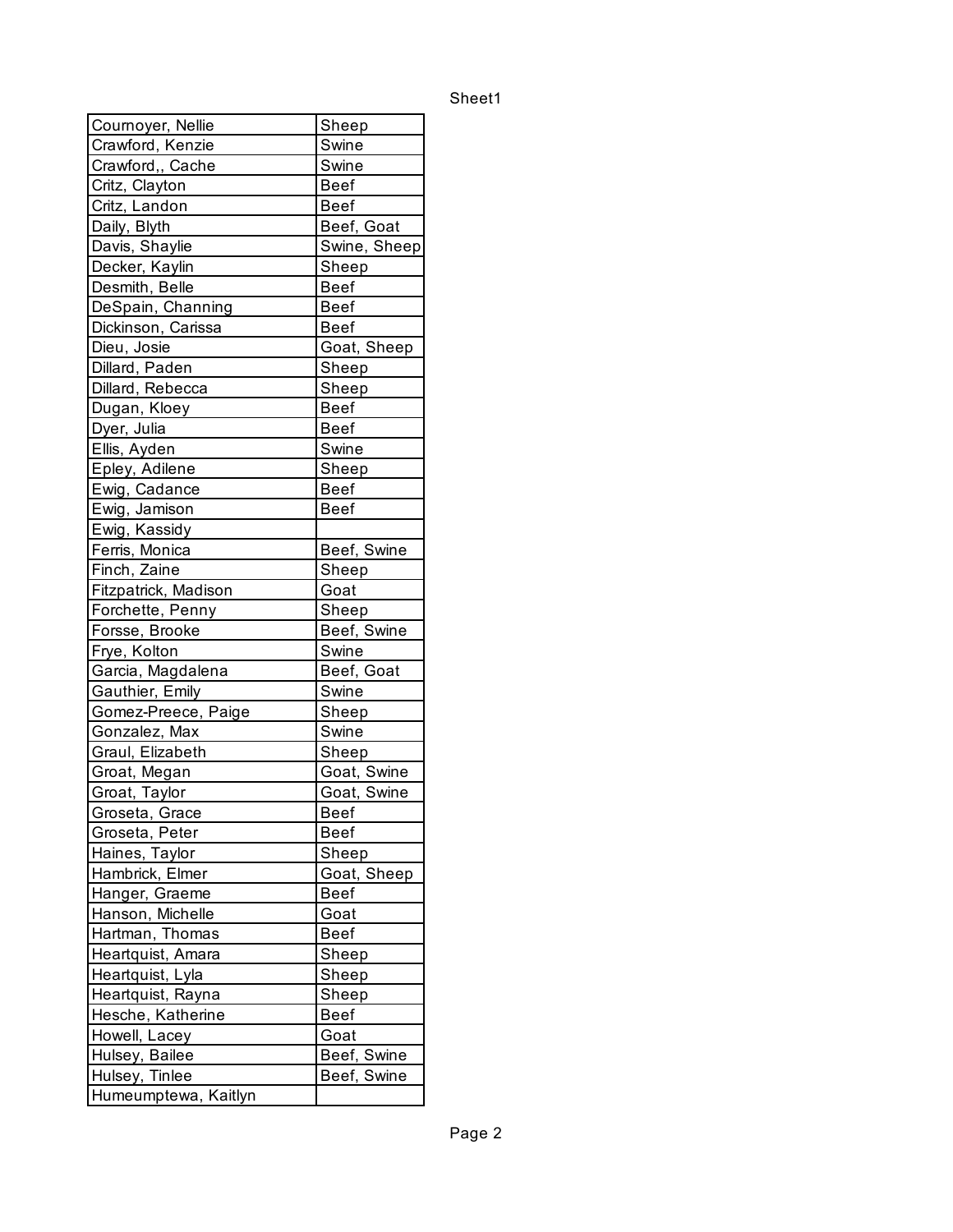| Cournoyer, Nellie | Sheep |
|---|---|
| Crawford, Kenzie | Swine |
| Crawford,, Cache | Swine |
| Critz, Clayton | Beef |
| Critz, Landon | Beef |
| Daily, Blyth | Beef, Goat |
| Davis, Shaylie | Swine, Sheep |
| Decker, Kaylin | Sheep |
| Desmith, Belle | Beef |
| DeSpain, Channing | Beef |
| Dickinson, Carissa | Beef |
| Dieu, Josie | Goat, Sheep |
| Dillard, Paden | Sheep |
| Dillard, Rebecca | Sheep |
| Dugan, Kloey | Beef |
| Dyer, Julia | Beef |
| Ellis, Ayden | Swine |
| Epley, Adilene | Sheep |
| Ewig, Cadance | Beef |
| Ewig, Jamison | Beef |
| Ewig, Kassidy | |
| Ferris, Monica | Beef, Swine |
| Finch, Zaine | Sheep |
| Fitzpatrick, Madison | Goat |
| Forchette, Penny | Sheep |
| Forsse, Brooke | Beef, Swine |
| Frye, Kolton | Swine |
| Garcia, Magdalena | Beef, Goat |
| Gauthier, Emily | Swine |
| Gomez-Preece, Paige | Sheep |
| Gonzalez, Max | Swine |
| Graul, Elizabeth | Sheep |
| Groat, Megan | Goat, Swine |
| Groat, Taylor | Goat, Swine |
| Groseta, Grace | Beef |
| Groseta, Peter | Beef |
| Haines, Taylor | Sheep |
| Hambrick, Elmer | Goat, Sheep |
| Hanger, Graeme | Beef |
| Hanson, Michelle | Goat |
| Hartman, Thomas | Beef |
| Heartquist, Amara | Sheep |
| Heartquist, Lyla | Sheep |
| Heartquist, Rayna | Sheep |
| Hesche, Katherine | Beef |
| Howell, Lacey | Goat |
| Hulsey, Bailee | Beef, Swine |
| Hulsey, Tinlee | Beef, Swine |
| Humeumptewa, Kaitlyn | |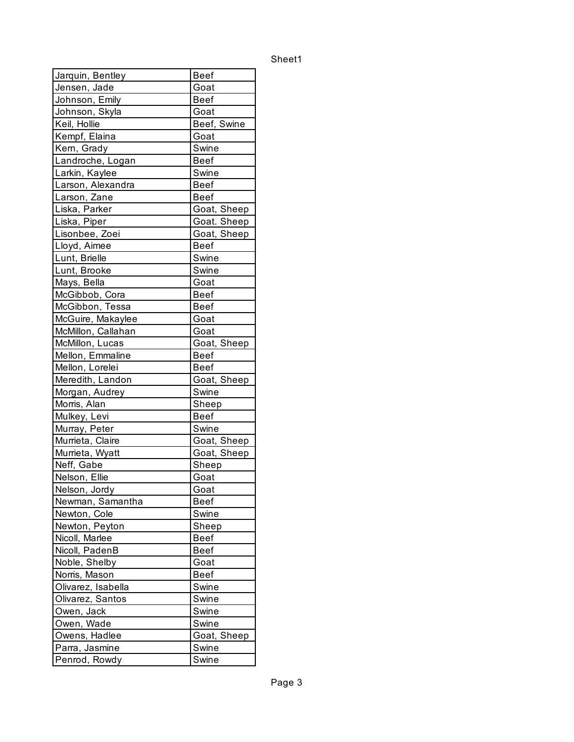| Name | Species |
|---|---|
| Jarquin, Bentley | Beef |
| Jensen, Jade | Goat |
| Johnson, Emily | Beef |
| Johnson, Skyla | Goat |
| Keil, Hollie | Beef, Swine |
| Kempf, Elaina | Goat |
| Kern, Grady | Swine |
| Landroche, Logan | Beef |
| Larkin, Kaylee | Swine |
| Larson, Alexandra | Beef |
| Larson, Zane | Beef |
| Liska, Parker | Goat, Sheep |
| Liska, Piper | Goat. Sheep |
| Lisonbee, Zoei | Goat, Sheep |
| Lloyd, Aimee | Beef |
| Lunt, Brielle | Swine |
| Lunt, Brooke | Swine |
| Mays, Bella | Goat |
| McGibbob, Cora | Beef |
| McGibbon, Tessa | Beef |
| McGuire, Makaylee | Goat |
| McMillon, Callahan | Goat |
| McMillon, Lucas | Goat, Sheep |
| Mellon, Emmaline | Beef |
| Mellon, Lorelei | Beef |
| Meredith, Landon | Goat, Sheep |
| Morgan, Audrey | Swine |
| Morris, Alan | Sheep |
| Mulkey, Levi | Beef |
| Murray, Peter | Swine |
| Murrieta, Claire | Goat, Sheep |
| Murrieta, Wyatt | Goat, Sheep |
| Neff, Gabe | Sheep |
| Nelson, Ellie | Goat |
| Nelson, Jordy | Goat |
| Newman, Samantha | Beef |
| Newton, Cole | Swine |
| Newton, Peyton | Sheep |
| Nicoll, Marlee | Beef |
| Nicoll, PadenB | Beef |
| Noble, Shelby | Goat |
| Norris, Mason | Beef |
| Olivarez, Isabella | Swine |
| Olivarez, Santos | Swine |
| Owen, Jack | Swine |
| Owen, Wade | Swine |
| Owens, Hadlee | Goat, Sheep |
| Parra, Jasmine | Swine |
| Penrod, Rowdy | Swine |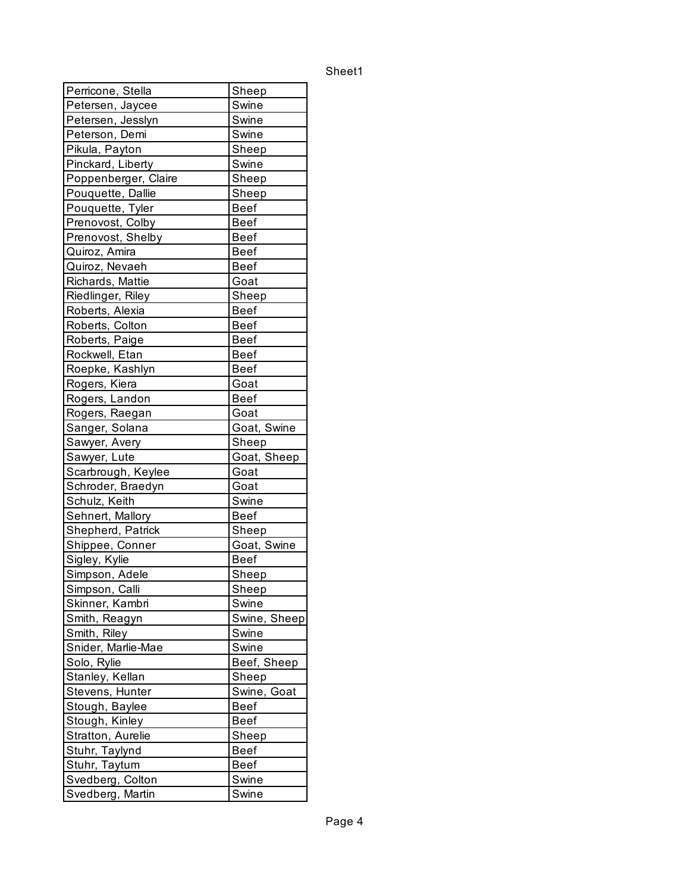| Perricone, Stella | Sheep |
|---|---|
| Petersen, Jaycee | Swine |
| Petersen, Jesslyn | Swine |
| Peterson, Demi | Swine |
| Pikula, Payton | Sheep |
| Pinckard, Liberty | Swine |
| Poppenberger, Claire | Sheep |
| Pouquette, Dallie | Sheep |
| Pouquette, Tyler | Beef |
| Prenovost, Colby | Beef |
| Prenovost, Shelby | Beef |
| Quiroz, Amira | Beef |
| Quiroz, Nevaeh | Beef |
| Richards, Mattie | Goat |
| Riedlinger, Riley | Sheep |
| Roberts, Alexia | Beef |
| Roberts, Colton | Beef |
| Roberts, Paige | Beef |
| Rockwell, Etan | Beef |
| Roepke, Kashlyn | Beef |
| Rogers, Kiera | Goat |
| Rogers, Landon | Beef |
| Rogers, Raegan | Goat |
| Sanger, Solana | Goat, Swine |
| Sawyer, Avery | Sheep |
| Sawyer, Lute | Goat, Sheep |
| Scarbrough, Keylee | Goat |
| Schroder, Braedyn | Goat |
| Schulz, Keith | Swine |
| Sehnert, Mallory | Beef |
| Shepherd, Patrick | Sheep |
| Shippee, Conner | Goat, Swine |
| Sigley, Kylie | Beef |
| Simpson, Adele | Sheep |
| Simpson, Calli | Sheep |
| Skinner, Kambri | Swine |
| Smith, Reagyn | Swine, Sheep |
| Smith, Riley | Swine |
| Snider, Marlie-Mae | Swine |
| Solo, Rylie | Beef, Sheep |
| Stanley, Kellan | Sheep |
| Stevens, Hunter | Swine, Goat |
| Stough, Baylee | Beef |
| Stough, Kinley | Beef |
| Stratton, Aurelie | Sheep |
| Stuhr, Taylynd | Beef |
| Stuhr, Taytum | Beef |
| Svedberg, Colton | Swine |
| Svedberg, Martin | Swine |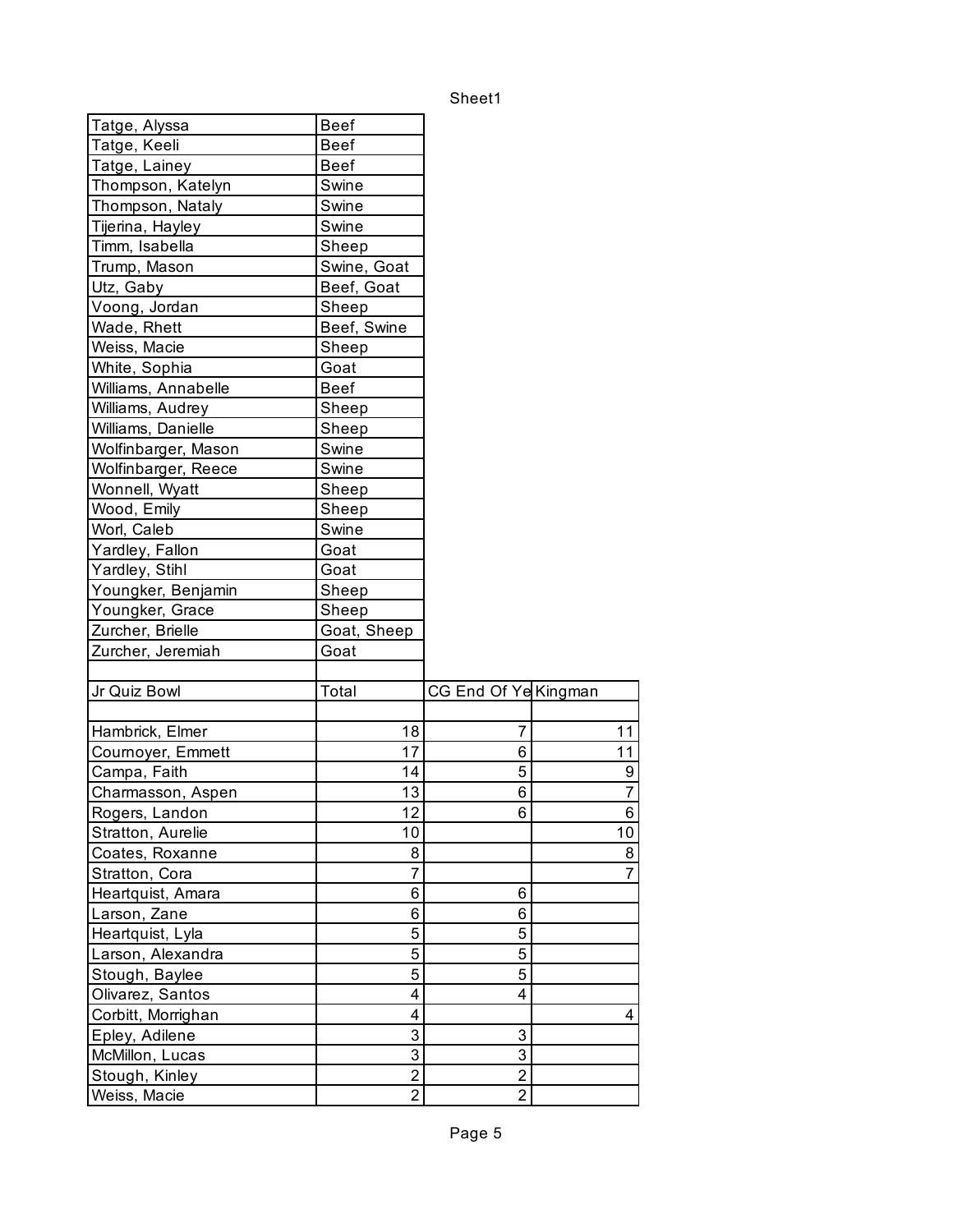| | |
|---|---|
| Tatge, Alyssa | Beef |
| Tatge, Keeli | Beef |
| Tatge, Lainey | Beef |
| Thompson, Katelyn | Swine |
| Thompson, Nataly | Swine |
| Tijerina, Hayley | Swine |
| Timm, Isabella | Sheep |
| Trump, Mason | Swine, Goat |
| Utz, Gaby | Beef, Goat |
| Voong, Jordan | Sheep |
| Wade, Rhett | Beef, Swine |
| Weiss, Macie | Sheep |
| White, Sophia | Goat |
| Williams, Annabelle | Beef |
| Williams, Audrey | Sheep |
| Williams, Danielle | Sheep |
| Wolfinbarger, Mason | Swine |
| Wolfinbarger, Reece | Swine |
| Wonnell, Wyatt | Sheep |
| Wood, Emily | Sheep |
| Worl, Caleb | Swine |
| Yardley, Fallon | Goat |
| Yardley, Stihl | Goat |
| Youngker, Benjamin | Sheep |
| Youngker, Grace | Sheep |
| Zurcher, Brielle | Goat, Sheep |
| Zurcher, Jeremiah | Goat |

| Jr Quiz Bowl | Total | CG End Of Ye | Kingman |
|---|---|---|---|
| | | | |
| Hambrick, Elmer | 18 | 7 | 11 |
| Cournoyer, Emmett | 17 | 6 | 11 |
| Campa, Faith | 14 | 5 | 9 |
| Charmasson, Aspen | 13 | 6 | 7 |
| Rogers, Landon | 12 | 6 | 6 |
| Stratton, Aurelie | 10 | | 10 |
| Coates, Roxanne | 8 | | 8 |
| Stratton, Cora | 7 | | 7 |
| Heartquist, Amara | 6 | 6 | |
| Larson, Zane | 6 | 6 | |
| Heartquist, Lyla | 5 | 5 | |
| Larson, Alexandra | 5 | 5 | |
| Stough, Baylee | 5 | 5 | |
| Olivarez, Santos | 4 | 4 | |
| Corbitt, Morrighan | 4 | | 4 |
| Epley, Adilene | 3 | 3 | |
| McMillon, Lucas | 3 | 3 | |
| Stough, Kinley | 2 | 2 | |
| Weiss, Macie | 2 | 2 | |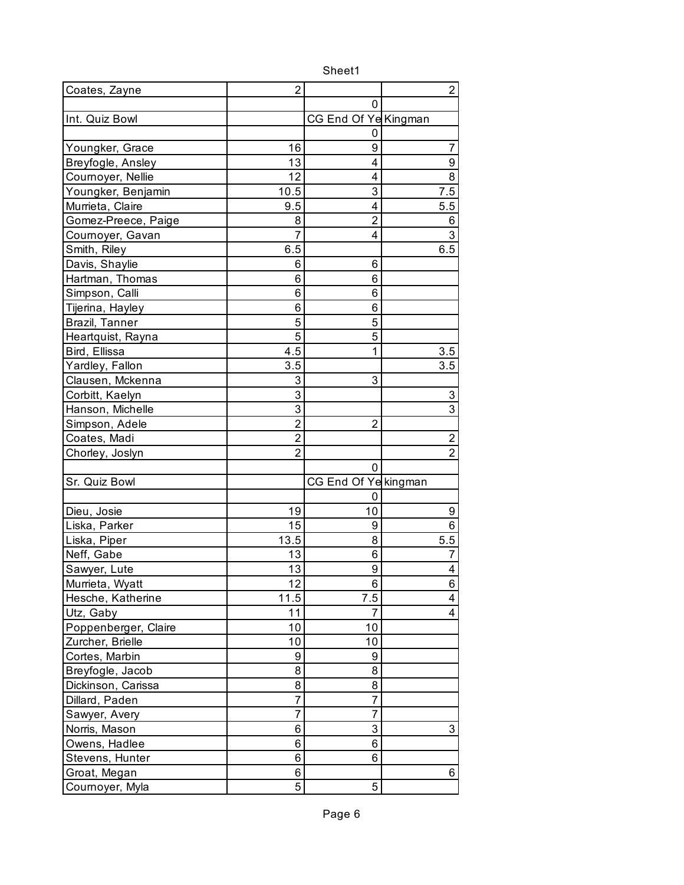| Coates, Zayne | 2 | | 2 |
|---|---|---|---|
| | | 0 | |
| Int. Quiz Bowl | | CG End Of Ye | Kingman |
| | | 0 | |
| Youngker, Grace | 16 | 9 | 7 |
| Breyfogle, Ansley | 13 | 4 | 9 |
| Cournoyer, Nellie | 12 | 4 | 8 |
| Youngker, Benjamin | 10.5 | 3 | 7.5 |
| Murrieta, Claire | 9.5 | 4 | 5.5 |
| Gomez-Preece, Paige | 8 | 2 | 6 |
| Cournoyer, Gavan | 7 | 4 | 3 |
| Smith, Riley | 6.5 | | 6.5 |
| Davis, Shaylie | 6 | 6 | |
| Hartman, Thomas | 6 | 6 | |
| Simpson, Calli | 6 | 6 | |
| Tijerina, Hayley | 6 | 6 | |
| Brazil, Tanner | 5 | 5 | |
| Heartquist, Rayna | 5 | 5 | |
| Bird, Ellissa | 4.5 | 1 | 3.5 |
| Yardley, Fallon | 3.5 | | 3.5 |
| Clausen, Mckenna | 3 | 3 | |
| Corbitt, Kaelyn | 3 | | 3 |
| Hanson, Michelle | 3 | | 3 |
| Simpson, Adele | 2 | 2 | |
| Coates, Madi | 2 | | 2 |
| Chorley, Joslyn | 2 | | 2 |
| | | 0 | |
| Sr. Quiz Bowl | | CG End Of Ye | kingman |
| | | 0 | |
| Dieu, Josie | 19 | 10 | 9 |
| Liska, Parker | 15 | 9 | 6 |
| Liska, Piper | 13.5 | 8 | 5.5 |
| Neff, Gabe | 13 | 6 | 7 |
| Sawyer, Lute | 13 | 9 | 4 |
| Murrieta, Wyatt | 12 | 6 | 6 |
| Hesche, Katherine | 11.5 | 7.5 | 4 |
| Utz, Gaby | 11 | 7 | 4 |
| Poppenberger, Claire | 10 | 10 | |
| Zurcher, Brielle | 10 | 10 | |
| Cortes, Marbin | 9 | 9 | |
| Breyfogle, Jacob | 8 | 8 | |
| Dickinson, Carissa | 8 | 8 | |
| Dillard, Paden | 7 | 7 | |
| Sawyer, Avery | 7 | 7 | |
| Norris, Mason | 6 | 3 | 3 |
| Owens, Hadlee | 6 | 6 | |
| Stevens, Hunter | 6 | 6 | |
| Groat, Megan | 6 | | 6 |
| Cournoyer, Myla | 5 | 5 | |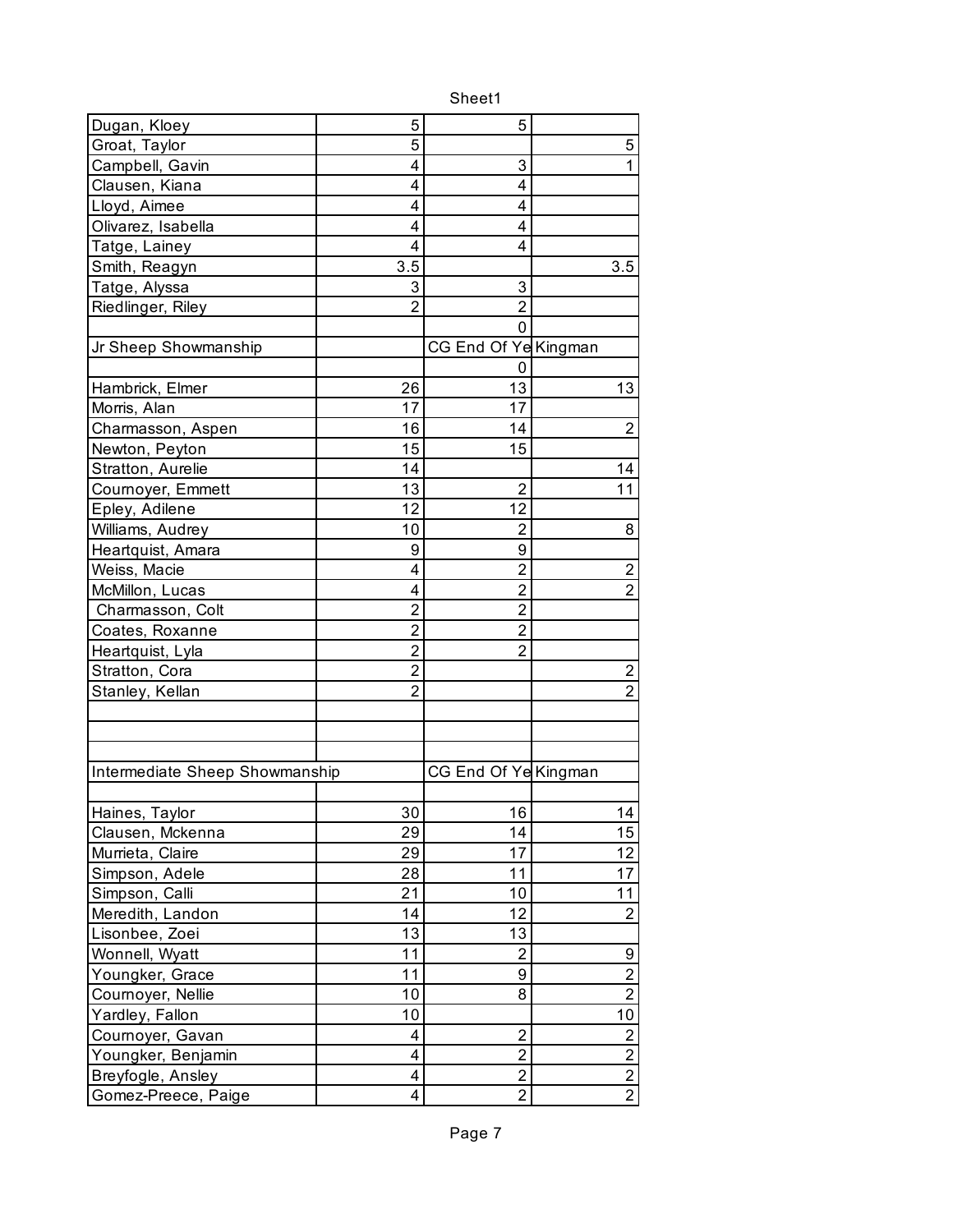| | | | |
|---|---|---|---|
| Dugan, Kloey | 5 | 5 | |
| Groat, Taylor | 5 | | 5 |
| Campbell, Gavin | 4 | 3 | 1 |
| Clausen, Kiana | 4 | 4 | |
| Lloyd, Aimee | 4 | 4 | |
| Olivarez, Isabella | 4 | 4 | |
| Tatge, Lainey | 4 | 4 | |
| Smith, Reagyn | 3.5 | | 3.5 |
| Tatge, Alyssa | 3 | 3 | |
| Riedlinger, Riley | 2 | 2 | |
| | | 0 | |
| Jr Sheep Showmanship | | CG End Of Ye | Kingman |
| | | 0 | |
| Hambrick, Elmer | 26 | 13 | 13 |
| Morris, Alan | 17 | 17 | |
| Charmasson, Aspen | 16 | 14 | 2 |
| Newton, Peyton | 15 | 15 | |
| Stratton, Aurelie | 14 | | 14 |
| Cournoyer, Emmett | 13 | 2 | 11 |
| Epley, Adilene | 12 | 12 | |
| Williams, Audrey | 10 | 2 | 8 |
| Heartquist, Amara | 9 | 9 | |
| Weiss, Macie | 4 | 2 | 2 |
| McMillon, Lucas | 4 | 2 | 2 |
| Charmasson, Colt | 2 | 2 | |
| Coates, Roxanne | 2 | 2 | |
| Heartquist, Lyla | 2 | 2 | |
| Stratton, Cora | 2 | | 2 |
| Stanley, Kellan | 2 | | 2 |
| | | | |
| | | | |
| | | | |
| Intermediate Sheep Showmanship | | CG End Of Ye | Kingman |
| | | | |
| Haines, Taylor | 30 | 16 | 14 |
| Clausen, Mckenna | 29 | 14 | 15 |
| Murrieta, Claire | 29 | 17 | 12 |
| Simpson, Adele | 28 | 11 | 17 |
| Simpson, Calli | 21 | 10 | 11 |
| Meredith, Landon | 14 | 12 | 2 |
| Lisonbee, Zoei | 13 | 13 | |
| Wonnell, Wyatt | 11 | 2 | 9 |
| Youngker, Grace | 11 | 9 | 2 |
| Cournoyer, Nellie | 10 | 8 | 2 |
| Yardley, Fallon | 10 | | 10 |
| Cournoyer, Gavan | 4 | 2 | 2 |
| Youngker, Benjamin | 4 | 2 | 2 |
| Breyfogle, Ansley | 4 | 2 | 2 |
| Gomez-Preece, Paige | 4 | 2 | 2 |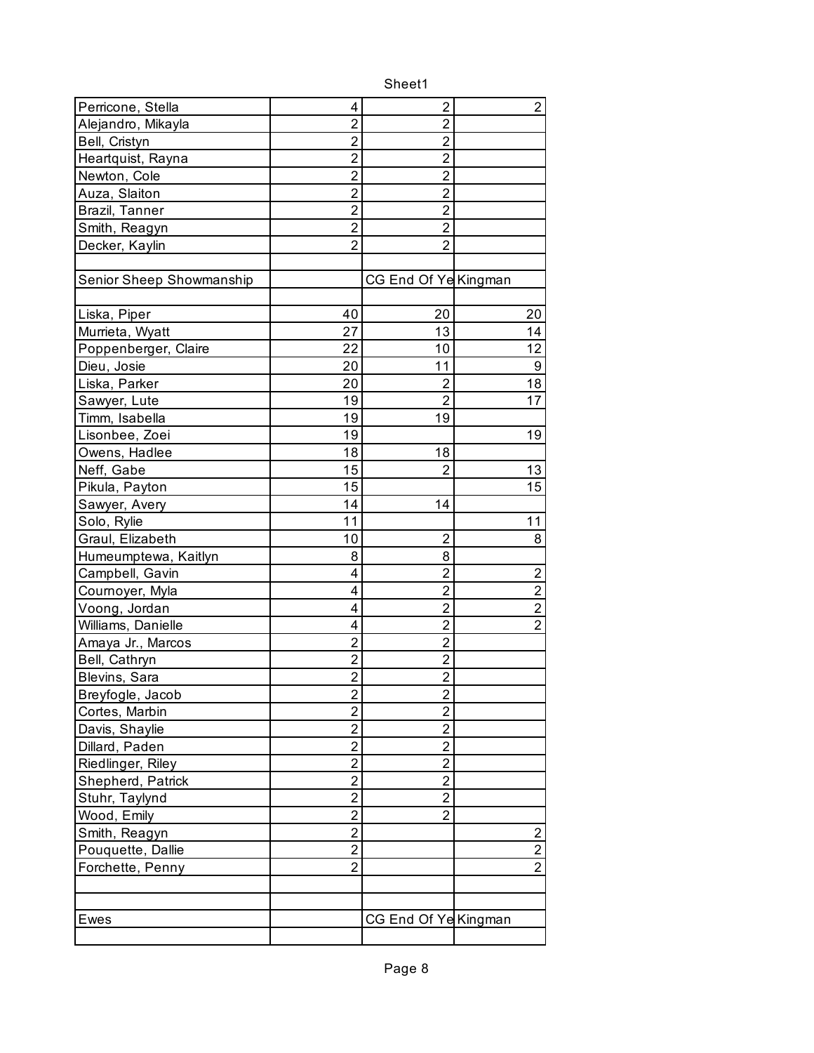| | | | |
|---|---|---|---|
| Perricone, Stella | 4 | 2 | 2 |
| Alejandro, Mikayla | 2 | 2 | |
| Bell, Cristyn | 2 | 2 | |
| Heartquist, Rayna | 2 | 2 | |
| Newton, Cole | 2 | 2 | |
| Auza, Slaiton | 2 | 2 | |
| Brazil, Tanner | 2 | 2 | |
| Smith, Reagyn | 2 | 2 | |
| Decker, Kaylin | 2 | 2 | |
| | | | |
| Senior Sheep Showmanship | | CG End Of Ye | Kingman |
| | | | |
| Liska, Piper | 40 | 20 | 20 |
| Murrieta, Wyatt | 27 | 13 | 14 |
| Poppenberger, Claire | 22 | 10 | 12 |
| Dieu, Josie | 20 | 11 | 9 |
| Liska, Parker | 20 | 2 | 18 |
| Sawyer, Lute | 19 | 2 | 17 |
| Timm, Isabella | 19 | 19 | |
| Lisonbee, Zoei | 19 | | 19 |
| Owens, Hadlee | 18 | 18 | |
| Neff, Gabe | 15 | 2 | 13 |
| Pikula, Payton | 15 | | 15 |
| Sawyer, Avery | 14 | 14 | |
| Solo, Rylie | 11 | | 11 |
| Graul, Elizabeth | 10 | 2 | 8 |
| Humeumptewa, Kaitlyn | 8 | 8 | |
| Campbell, Gavin | 4 | 2 | 2 |
| Cournoyer, Myla | 4 | 2 | 2 |
| Voong, Jordan | 4 | 2 | 2 |
| Williams, Danielle | 4 | 2 | 2 |
| Amaya Jr., Marcos | 2 | 2 | |
| Bell, Cathryn | 2 | 2 | |
| Blevins, Sara | 2 | 2 | |
| Breyfogle, Jacob | 2 | 2 | |
| Cortes, Marbin | 2 | 2 | |
| Davis, Shaylie | 2 | 2 | |
| Dillard, Paden | 2 | 2 | |
| Riedlinger, Riley | 2 | 2 | |
| Shepherd, Patrick | 2 | 2 | |
| Stuhr, Taylynd | 2 | 2 | |
| Wood, Emily | 2 | 2 | |
| Smith, Reagyn | 2 | | 2 |
| Pouquette, Dallie | 2 | | 2 |
| Forchette, Penny | 2 | | 2 |
| | | | |
| | | | |
| Ewes | | CG End Of Ye | Kingman |
| | | | |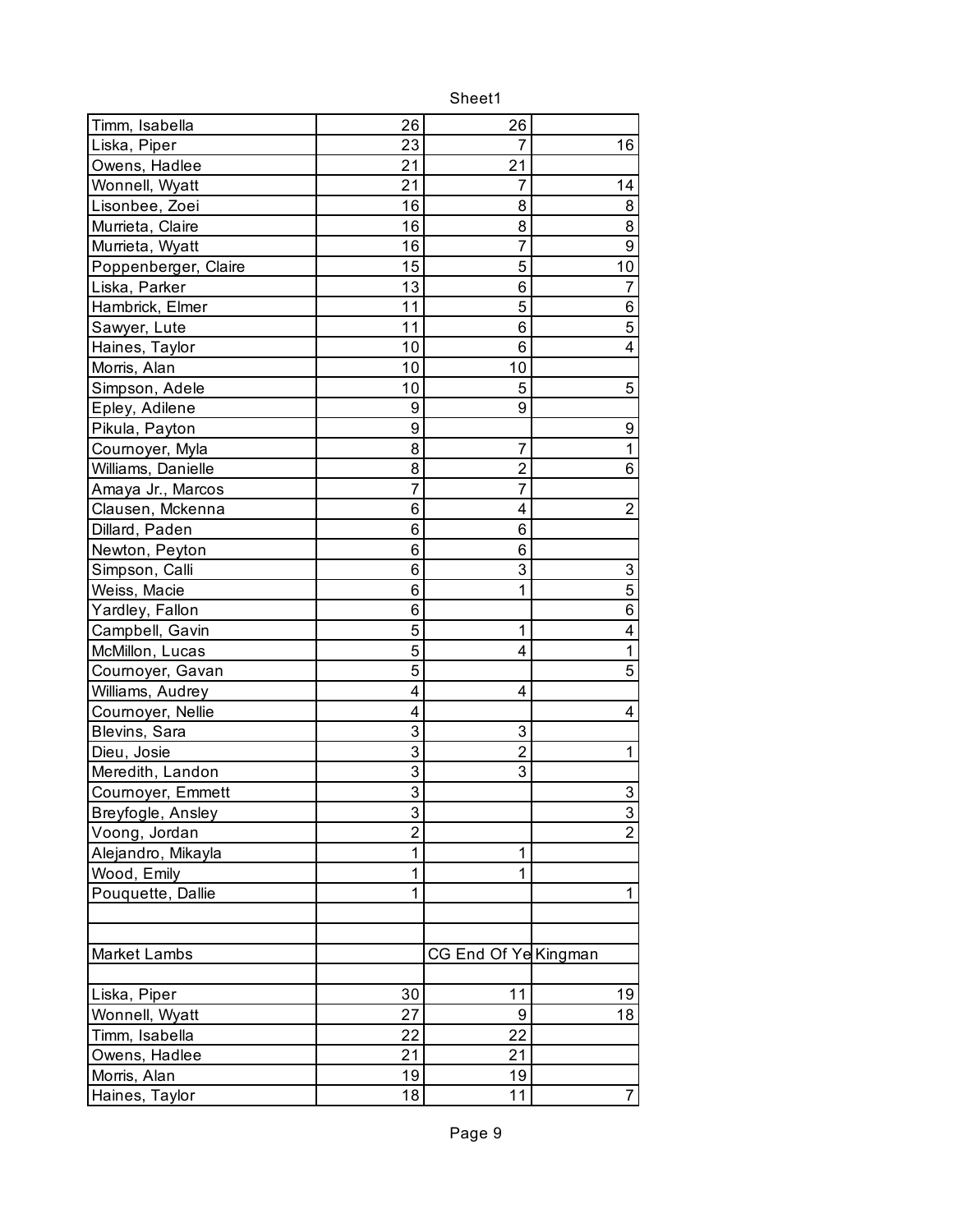| | | | |
|---|---|---|---|
| Timm, Isabella | 26 | 26 | |
| Liska, Piper | 23 | 7 | 16 |
| Owens, Hadlee | 21 | 21 | |
| Wonnell, Wyatt | 21 | 7 | 14 |
| Lisonbee, Zoei | 16 | 8 | 8 |
| Murrieta, Claire | 16 | 8 | 8 |
| Murrieta, Wyatt | 16 | 7 | 9 |
| Poppenberger, Claire | 15 | 5 | 10 |
| Liska, Parker | 13 | 6 | 7 |
| Hambrick, Elmer | 11 | 5 | 6 |
| Sawyer, Lute | 11 | 6 | 5 |
| Haines, Taylor | 10 | 6 | 4 |
| Morris, Alan | 10 | 10 | |
| Simpson, Adele | 10 | 5 | 5 |
| Epley, Adilene | 9 | 9 | |
| Pikula, Payton | 9 | | 9 |
| Cournoyer, Myla | 8 | 7 | 1 |
| Williams, Danielle | 8 | 2 | 6 |
| Amaya Jr., Marcos | 7 | 7 | |
| Clausen, Mckenna | 6 | 4 | 2 |
| Dillard, Paden | 6 | 6 | |
| Newton, Peyton | 6 | 6 | |
| Simpson, Calli | 6 | 3 | 3 |
| Weiss, Macie | 6 | 1 | 5 |
| Yardley, Fallon | 6 | | 6 |
| Campbell, Gavin | 5 | 1 | 4 |
| McMillon, Lucas | 5 | 4 | 1 |
| Cournoyer, Gavan | 5 | | 5 |
| Williams, Audrey | 4 | 4 | |
| Cournoyer, Nellie | 4 | | 4 |
| Blevins, Sara | 3 | 3 | |
| Dieu, Josie | 3 | 2 | 1 |
| Meredith, Landon | 3 | 3 | |
| Cournoyer, Emmett | 3 | | 3 |
| Breyfogle, Ansley | 3 | | 3 |
| Voong, Jordan | 2 | | 2 |
| Alejandro, Mikayla | 1 | 1 | |
| Wood, Emily | 1 | 1 | |
| Pouquette, Dallie | 1 | | 1 |
| | | | |
| | | | |
| Market Lambs | | CG End Of Ye | Kingman |
| | | | |
| Liska, Piper | 30 | 11 | 19 |
| Wonnell, Wyatt | 27 | 9 | 18 |
| Timm, Isabella | 22 | 22 | |
| Owens, Hadlee | 21 | 21 | |
| Morris, Alan | 19 | 19 | |
| Haines, Taylor | 18 | 11 | 7 |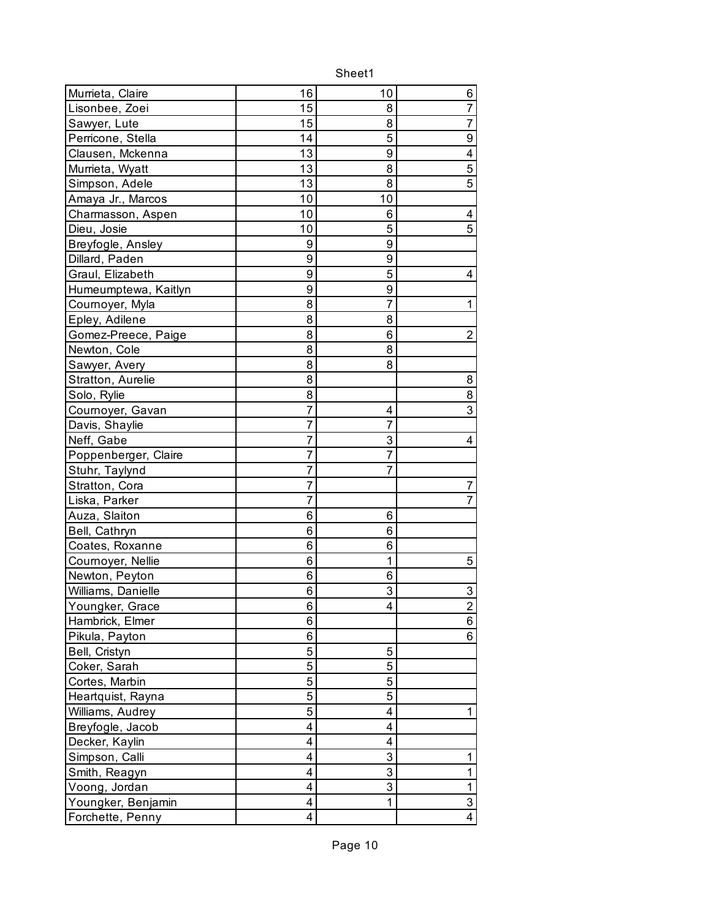| | | | |
|---|---|---|---|
| Murrieta, Claire | 16 | 10 | 6 |
| Lisonbee, Zoei | 15 | 8 | 7 |
| Sawyer, Lute | 15 | 8 | 7 |
| Perricone, Stella | 14 | 5 | 9 |
| Clausen, Mckenna | 13 | 9 | 4 |
| Murrieta, Wyatt | 13 | 8 | 5 |
| Simpson, Adele | 13 | 8 | 5 |
| Amaya Jr., Marcos | 10 | 10 | |
| Charmasson, Aspen | 10 | 6 | 4 |
| Dieu, Josie | 10 | 5 | 5 |
| Breyfogle, Ansley | 9 | 9 | |
| Dillard, Paden | 9 | 9 | |
| Graul, Elizabeth | 9 | 5 | 4 |
| Humeumptewa, Kaitlyn | 9 | 9 | |
| Cournoyer, Myla | 8 | 7 | 1 |
| Epley, Adilene | 8 | 8 | |
| Gomez-Preece, Paige | 8 | 6 | 2 |
| Newton, Cole | 8 | 8 | |
| Sawyer, Avery | 8 | 8 | |
| Stratton, Aurelie | 8 | | 8 |
| Solo, Rylie | 8 | | 8 |
| Cournoyer, Gavan | 7 | 4 | 3 |
| Davis, Shaylie | 7 | 7 | |
| Neff, Gabe | 7 | 3 | 4 |
| Poppenberger, Claire | 7 | 7 | |
| Stuhr, Taylynd | 7 | 7 | |
| Stratton, Cora | 7 | | 7 |
| Liska, Parker | 7 | | 7 |
| Auza, Slaiton | 6 | 6 | |
| Bell, Cathryn | 6 | 6 | |
| Coates, Roxanne | 6 | 6 | |
| Cournoyer, Nellie | 6 | 1 | 5 |
| Newton, Peyton | 6 | 6 | |
| Williams, Danielle | 6 | 3 | 3 |
| Youngker, Grace | 6 | 4 | 2 |
| Hambrick, Elmer | 6 | | 6 |
| Pikula, Payton | 6 | | 6 |
| Bell, Cristyn | 5 | 5 | |
| Coker, Sarah | 5 | 5 | |
| Cortes, Marbin | 5 | 5 | |
| Heartquist, Rayna | 5 | 5 | |
| Williams, Audrey | 5 | 4 | 1 |
| Breyfogle, Jacob | 4 | 4 | |
| Decker, Kaylin | 4 | 4 | |
| Simpson, Calli | 4 | 3 | 1 |
| Smith, Reagyn | 4 | 3 | 1 |
| Voong, Jordan | 4 | 3 | 1 |
| Youngker, Benjamin | 4 | 1 | 3 |
| Forchette, Penny | 4 | | 4 |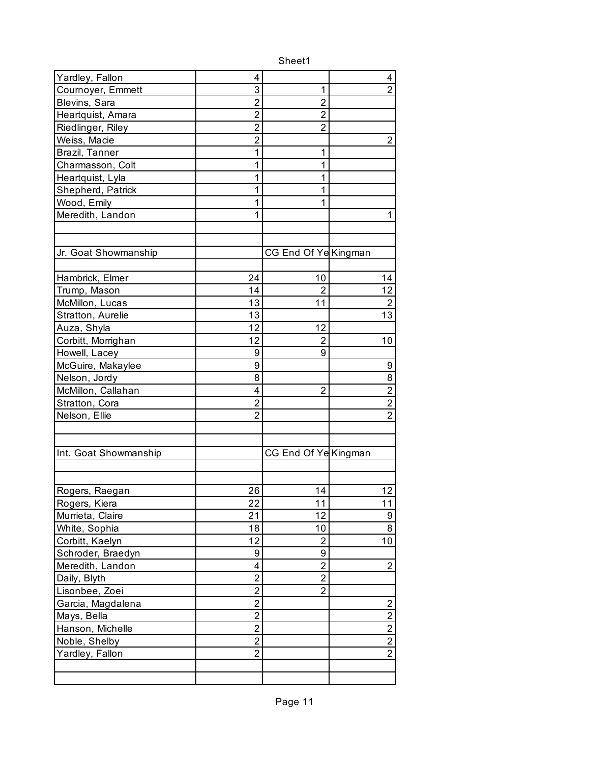| | | | |
|---|---|---|---|
| Yardley, Fallon | 4 | | 4 |
| Cournoyer, Emmett | 3 | 1 | 2 |
| Blevins, Sara | 2 | 2 | |
| Heartquist, Amara | 2 | 2 | |
| Riedlinger, Riley | 2 | 2 | |
| Weiss, Macie | 2 | | 2 |
| Brazil, Tanner | 1 | 1 | |
| Charmasson, Colt | 1 | 1 | |
| Heartquist, Lyla | 1 | 1 | |
| Shepherd, Patrick | 1 | 1 | |
| Wood, Emily | 1 | 1 | |
| Meredith, Landon | 1 | | 1 |

| Jr. Goat Showmanship | | CG End Of Ye | Kingman |
|---|---|---|---|
| Hambrick, Elmer | 24 | 10 | 14 |
| Trump, Mason | 14 | 2 | 12 |
| McMillon, Lucas | 13 | 11 | 2 |
| Stratton, Aurelie | 13 | | 13 |
| Auza, Shyla | 12 | 12 | |
| Corbitt, Morrighan | 12 | 2 | 10 |
| Howell, Lacey | 9 | 9 | |
| McGuire, Makaylee | 9 | | 9 |
| Nelson, Jordy | 8 | | 8 |
| McMillon, Callahan | 4 | 2 | 2 |
| Stratton, Cora | 2 | | 2 |
| Nelson, Ellie | 2 | | 2 |

| Int. Goat Showmanship | | CG End Of Ye | Kingman |
|---|---|---|---|
| Rogers, Raegan | 26 | 14 | 12 |
| Rogers, Kiera | 22 | 11 | 11 |
| Murrieta, Claire | 21 | 12 | 9 |
| White, Sophia | 18 | 10 | 8 |
| Corbitt, Kaelyn | 12 | 2 | 10 |
| Schroder, Braedyn | 9 | 9 | |
| Meredith, Landon | 4 | 2 | 2 |
| Daily, Blyth | 2 | 2 | |
| Lisonbee, Zoei | 2 | 2 | |
| Garcia, Magdalena | 2 | | 2 |
| Mays, Bella | 2 | | 2 |
| Hanson, Michelle | 2 | | 2 |
| Noble, Shelby | 2 | | 2 |
| Yardley, Fallon | 2 | | 2 |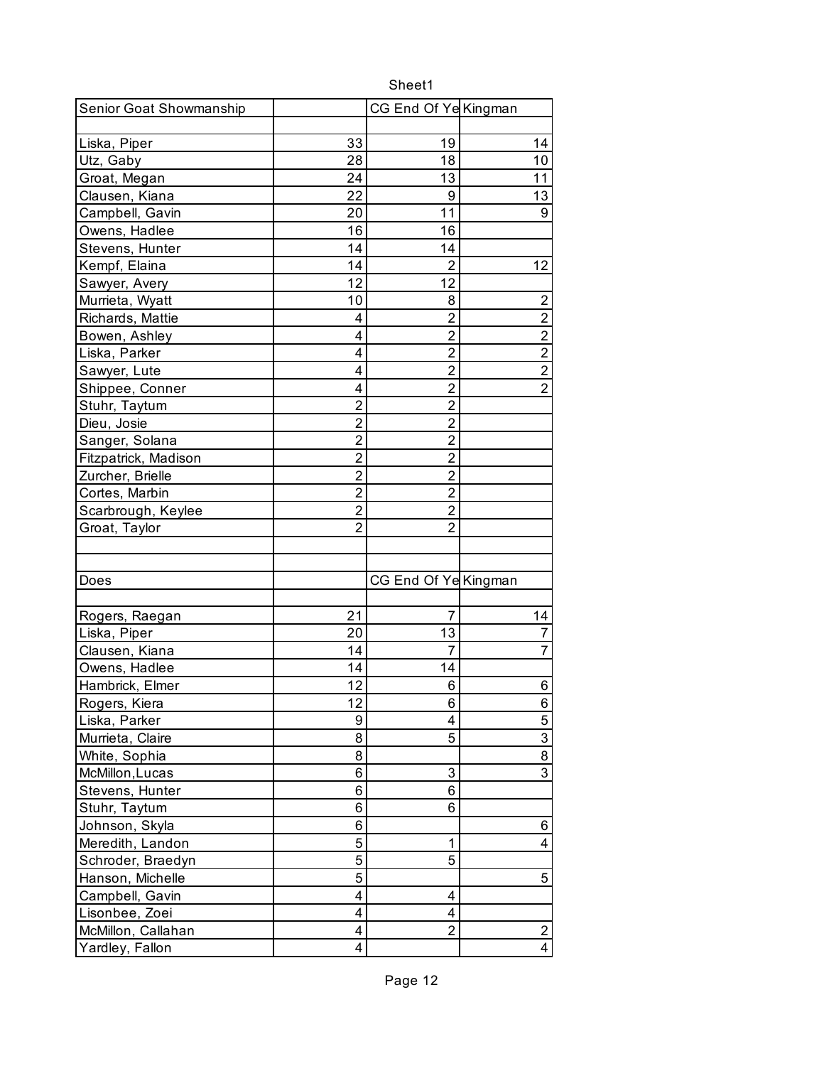| Senior Goat Showmanship | | CG End Of Ye | Kingman |
|---|---|---|---|
| | | | |
| Liska, Piper | 33 | 19 | 14 |
| Utz, Gaby | 28 | 18 | 10 |
| Groat, Megan | 24 | 13 | 11 |
| Clausen, Kiana | 22 | 9 | 13 |
| Campbell, Gavin | 20 | 11 | 9 |
| Owens, Hadlee | 16 | 16 | |
| Stevens, Hunter | 14 | 14 | |
| Kempf, Elaina | 14 | 2 | 12 |
| Sawyer, Avery | 12 | 12 | |
| Murrieta, Wyatt | 10 | 8 | 2 |
| Richards, Mattie | 4 | 2 | 2 |
| Bowen, Ashley | 4 | 2 | 2 |
| Liska, Parker | 4 | 2 | 2 |
| Sawyer, Lute | 4 | 2 | 2 |
| Shippee, Conner | 4 | 2 | 2 |
| Stuhr, Taytum | 2 | 2 | |
| Dieu, Josie | 2 | 2 | |
| Sanger, Solana | 2 | 2 | |
| Fitzpatrick, Madison | 2 | 2 | |
| Zurcher, Brielle | 2 | 2 | |
| Cortes, Marbin | 2 | 2 | |
| Scarbrough, Keylee | 2 | 2 | |
| Groat, Taylor | 2 | 2 | |

| Does | | CG End Of Ye | Kingman |
|---|---|---|---|
| | | | |
| Rogers, Raegan | 21 | 7 | 14 |
| Liska, Piper | 20 | 13 | 7 |
| Clausen, Kiana | 14 | 7 | 7 |
| Owens, Hadlee | 14 | 14 | |
| Hambrick, Elmer | 12 | 6 | 6 |
| Rogers, Kiera | 12 | 6 | 6 |
| Liska, Parker | 9 | 4 | 5 |
| Murrieta, Claire | 8 | 5 | 3 |
| White, Sophia | 8 | | 8 |
| McMillon,Lucas | 6 | 3 | 3 |
| Stevens, Hunter | 6 | 6 | |
| Stuhr, Taytum | 6 | 6 | |
| Johnson, Skyla | 6 | | 6 |
| Meredith, Landon | 5 | 1 | 4 |
| Schroder, Braedyn | 5 | 5 | |
| Hanson, Michelle | 5 | | 5 |
| Campbell, Gavin | 4 | 4 | |
| Lisonbee, Zoei | 4 | 4 | |
| McMillon, Callahan | 4 | 2 | 2 |
| Yardley, Fallon | 4 | | 4 |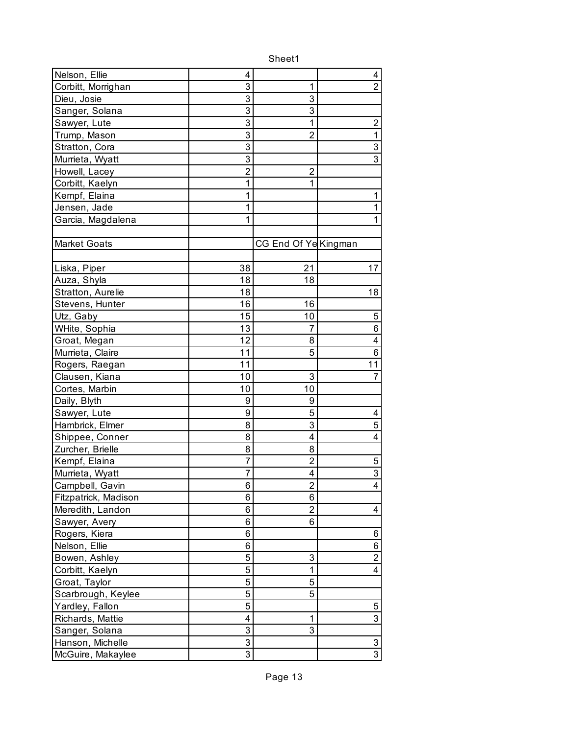| | | | |
|---|---|---|---|
| Nelson, Ellie | 4 | | 4 |
| Corbitt, Morrighan | 3 | 1 | 2 |
| Dieu, Josie | 3 | 3 | |
| Sanger, Solana | 3 | 3 | |
| Sawyer, Lute | 3 | 1 | 2 |
| Trump, Mason | 3 | 2 | 1 |
| Stratton, Cora | 3 | | 3 |
| Murrieta, Wyatt | 3 | | 3 |
| Howell, Lacey | 2 | 2 | |
| Corbitt, Kaelyn | 1 | 1 | |
| Kempf, Elaina | 1 | | 1 |
| Jensen, Jade | 1 | | 1 |
| Garcia, Magdalena | 1 | | 1 |
| | | | |
| Market Goats | | CG End Of Ye | Kingman |
| | | | |
| Liska, Piper | 38 | 21 | 17 |
| Auza, Shyla | 18 | 18 | |
| Stratton, Aurelie | 18 | | 18 |
| Stevens, Hunter | 16 | 16 | |
| Utz, Gaby | 15 | 10 | 5 |
| WHite, Sophia | 13 | 7 | 6 |
| Groat, Megan | 12 | 8 | 4 |
| Murrieta, Claire | 11 | 5 | 6 |
| Rogers, Raegan | 11 | | 11 |
| Clausen, Kiana | 10 | 3 | 7 |
| Cortes, Marbin | 10 | 10 | |
| Daily, Blyth | 9 | 9 | |
| Sawyer, Lute | 9 | 5 | 4 |
| Hambrick, Elmer | 8 | 3 | 5 |
| Shippee, Conner | 8 | 4 | 4 |
| Zurcher, Brielle | 8 | 8 | |
| Kempf, Elaina | 7 | 2 | 5 |
| Murrieta, Wyatt | 7 | 4 | 3 |
| Campbell, Gavin | 6 | 2 | 4 |
| Fitzpatrick, Madison | 6 | 6 | |
| Meredith, Landon | 6 | 2 | 4 |
| Sawyer, Avery | 6 | 6 | |
| Rogers, Kiera | 6 | | 6 |
| Nelson, Ellie | 6 | | 6 |
| Bowen, Ashley | 5 | 3 | 2 |
| Corbitt, Kaelyn | 5 | 1 | 4 |
| Groat, Taylor | 5 | 5 | |
| Scarbrough, Keylee | 5 | 5 | |
| Yardley, Fallon | 5 | | 5 |
| Richards, Mattie | 4 | 1 | 3 |
| Sanger, Solana | 3 | 3 | |
| Hanson, Michelle | 3 | | 3 |
| McGuire, Makaylee | 3 | | 3 |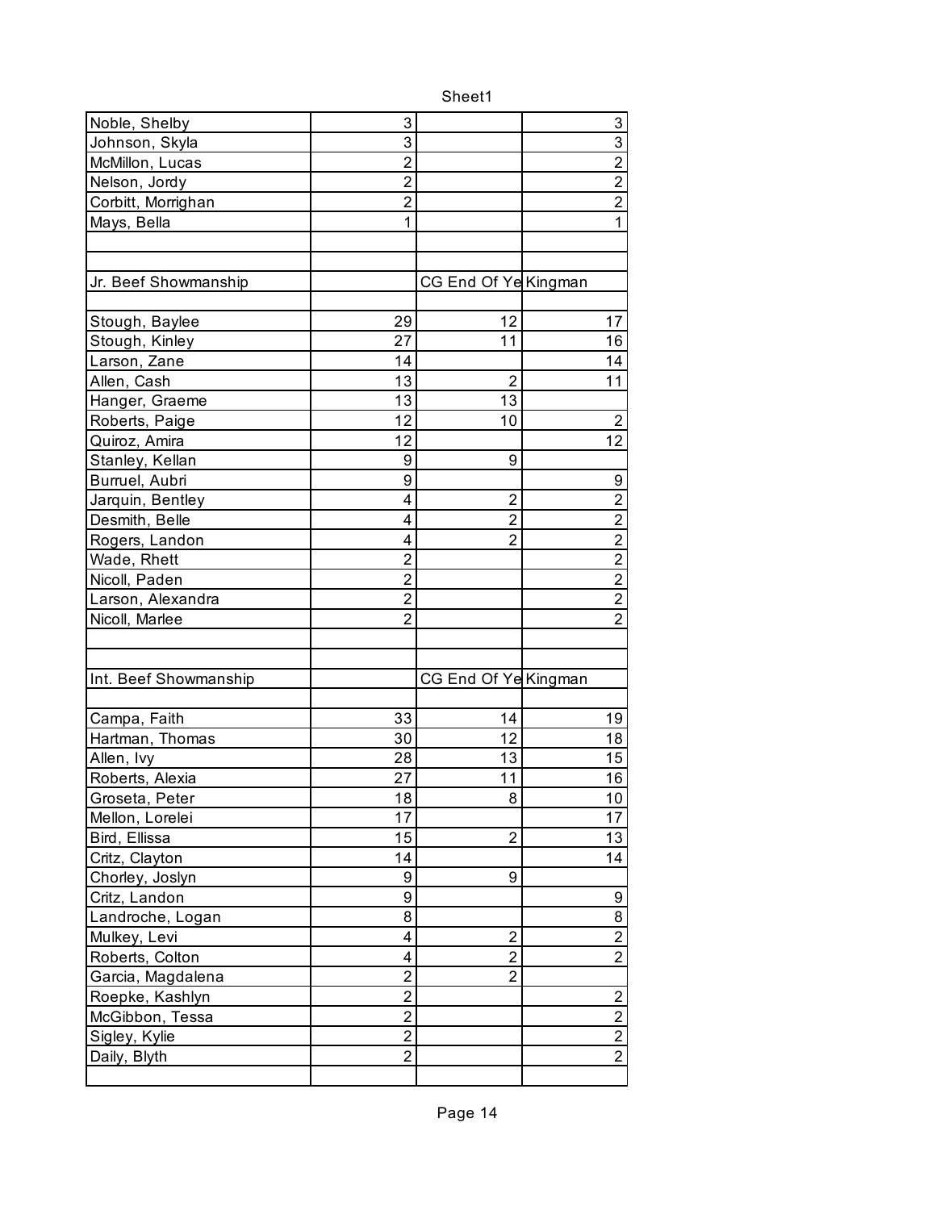| | | | |
|---|---|---|---|
| Noble, Shelby | 3 | | 3 |
| Johnson, Skyla | 3 | | 3 |
| McMillon, Lucas | 2 | | 2 |
| Nelson, Jordy | 2 | | 2 |
| Corbitt, Morrighan | 2 | | 2 |
| Mays, Bella | 1 | | 1 |
| | | | |
| | | | |
| Jr. Beef Showmanship | | CG End Of Ye | Kingman |
| | | | |
| Stough, Baylee | 29 | 12 | 17 |
| Stough, Kinley | 27 | 11 | 16 |
| Larson, Zane | 14 | | 14 |
| Allen, Cash | 13 | 2 | 11 |
| Hanger, Graeme | 13 | 13 | |
| Roberts, Paige | 12 | 10 | 2 |
| Quiroz, Amira | 12 | | 12 |
| Stanley, Kellan | 9 | 9 | |
| Burruel, Aubri | 9 | | 9 |
| Jarquin, Bentley | 4 | 2 | 2 |
| Desmith, Belle | 4 | 2 | 2 |
| Rogers, Landon | 4 | 2 | 2 |
| Wade, Rhett | 2 | | 2 |
| Nicoll, Paden | 2 | | 2 |
| Larson, Alexandra | 2 | | 2 |
| Nicoll, Marlee | 2 | | 2 |
| | | | |
| | | | |
| Int. Beef Showmanship | | CG End Of Ye | Kingman |
| | | | |
| Campa, Faith | 33 | 14 | 19 |
| Hartman, Thomas | 30 | 12 | 18 |
| Allen, Ivy | 28 | 13 | 15 |
| Roberts, Alexia | 27 | 11 | 16 |
| Groseta, Peter | 18 | 8 | 10 |
| Mellon, Lorelei | 17 | | 17 |
| Bird, Ellissa | 15 | 2 | 13 |
| Critz, Clayton | 14 | | 14 |
| Chorley, Joslyn | 9 | 9 | |
| Critz, Landon | 9 | | 9 |
| Landroche, Logan | 8 | | 8 |
| Mulkey, Levi | 4 | 2 | 2 |
| Roberts, Colton | 4 | 2 | 2 |
| Garcia, Magdalena | 2 | 2 | |
| Roepke, Kashlyn | 2 | | 2 |
| McGibbon, Tessa | 2 | | 2 |
| Sigley, Kylie | 2 | | 2 |
| Daily, Blyth | 2 | | 2 |
| | | | |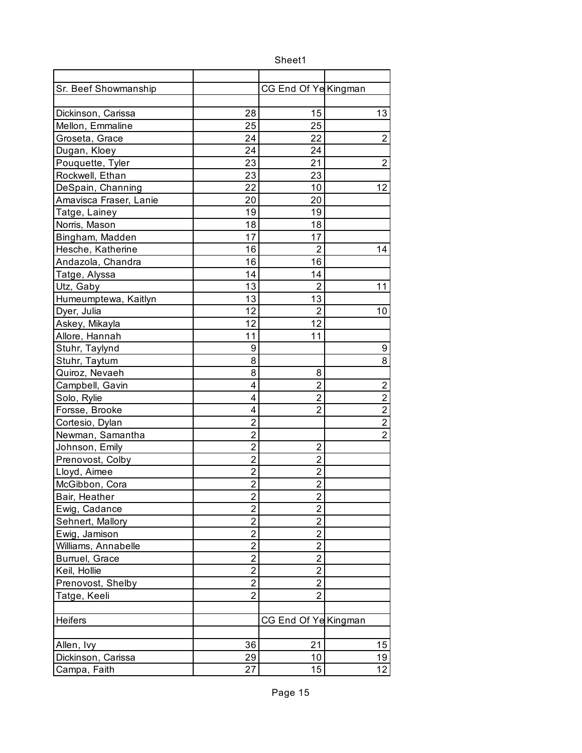| | | | |
|---|---|---|---|
| Sr. Beef Showmanship | | CG End Of Ye | Kingman |
| | | | |
| Dickinson, Carissa | 28 | 15 | 13 |
| Mellon, Emmaline | 25 | 25 | |
| Groseta, Grace | 24 | 22 | 2 |
| Dugan, Kloey | 24 | 24 | |
| Pouquette, Tyler | 23 | 21 | 2 |
| Rockwell, Ethan | 23 | 23 | |
| DeSpain, Channing | 22 | 10 | 12 |
| Amavisca Fraser, Lanie | 20 | 20 | |
| Tatge, Lainey | 19 | 19 | |
| Norris, Mason | 18 | 18 | |
| Bingham, Madden | 17 | 17 | |
| Hesche, Katherine | 16 | 2 | 14 |
| Andazola, Chandra | 16 | 16 | |
| Tatge, Alyssa | 14 | 14 | |
| Utz, Gaby | 13 | 2 | 11 |
| Humeumptewa, Kaitlyn | 13 | 13 | |
| Dyer, Julia | 12 | 2 | 10 |
| Askey, Mikayla | 12 | 12 | |
| Allore, Hannah | 11 | 11 | |
| Stuhr, Taylynd | 9 | | 9 |
| Stuhr, Taytum | 8 | | 8 |
| Quiroz, Nevaeh | 8 | 8 | |
| Campbell, Gavin | 4 | 2 | 2 |
| Solo, Rylie | 4 | 2 | 2 |
| Forsse, Brooke | 4 | 2 | 2 |
| Cortesio, Dylan | 2 | | 2 |
| Newman, Samantha | 2 | | 2 |
| Johnson, Emily | 2 | 2 | |
| Prenovost, Colby | 2 | 2 | |
| Lloyd, Aimee | 2 | 2 | |
| McGibbon, Cora | 2 | 2 | |
| Bair, Heather | 2 | 2 | |
| Ewig, Cadance | 2 | 2 | |
| Sehnert, Mallory | 2 | 2 | |
| Ewig, Jamison | 2 | 2 | |
| Williams, Annabelle | 2 | 2 | |
| Burruel, Grace | 2 | 2 | |
| Keil, Hollie | 2 | 2 | |
| Prenovost, Shelby | 2 | 2 | |
| Tatge, Keeli | 2 | 2 | |
| | | | |
| Heifers | | CG End Of Ye | Kingman |
| | | | |
| Allen, Ivy | 36 | 21 | 15 |
| Dickinson, Carissa | 29 | 10 | 19 |
| Campa, Faith | 27 | 15 | 12 |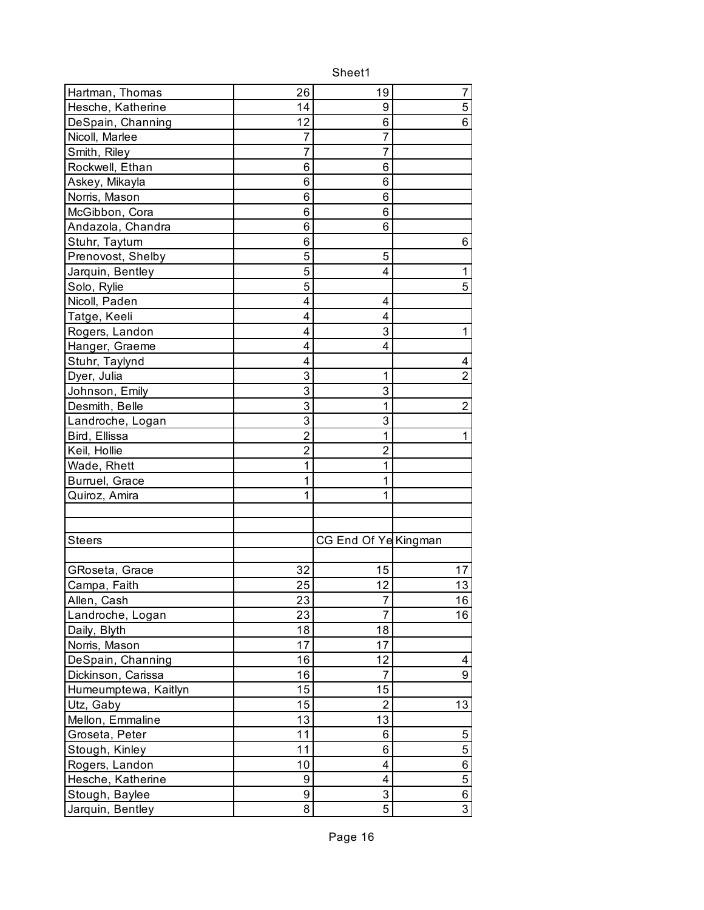| | | | |
|---|---|---|---|
| Hartman, Thomas | 26 | 19 | 7 |
| Hesche, Katherine | 14 | 9 | 5 |
| DeSpain, Channing | 12 | 6 | 6 |
| Nicoll, Marlee | 7 | 7 | |
| Smith, Riley | 7 | 7 | |
| Rockwell, Ethan | 6 | 6 | |
| Askey, Mikayla | 6 | 6 | |
| Norris, Mason | 6 | 6 | |
| McGibbon, Cora | 6 | 6 | |
| Andazola, Chandra | 6 | 6 | |
| Stuhr, Taytum | 6 | | 6 |
| Prenovost, Shelby | 5 | 5 | |
| Jarquin, Bentley | 5 | 4 | 1 |
| Solo, Rylie | 5 | | 5 |
| Nicoll, Paden | 4 | 4 | |
| Tatge, Keeli | 4 | 4 | |
| Rogers, Landon | 4 | 3 | 1 |
| Hanger, Graeme | 4 | 4 | |
| Stuhr, Taylynd | 4 | | 4 |
| Dyer, Julia | 3 | 1 | 2 |
| Johnson, Emily | 3 | 3 | |
| Desmith, Belle | 3 | 1 | 2 |
| Landroche, Logan | 3 | 3 | |
| Bird, Ellissa | 2 | 1 | 1 |
| Keil, Hollie | 2 | 2 | |
| Wade, Rhett | 1 | 1 | |
| Burruel, Grace | 1 | 1 | |
| Quiroz, Amira | 1 | 1 | |
| | | | |
| | | | |
| Steers | | CG End Of Ye | Kingman |
| | | | |
| GRoseta, Grace | 32 | 15 | 17 |
| Campa, Faith | 25 | 12 | 13 |
| Allen, Cash | 23 | 7 | 16 |
| Landroche, Logan | 23 | 7 | 16 |
| Daily, Blyth | 18 | 18 | |
| Norris, Mason | 17 | 17 | |
| DeSpain, Channing | 16 | 12 | 4 |
| Dickinson, Carissa | 16 | 7 | 9 |
| Humeumptewa, Kaitlyn | 15 | 15 | |
| Utz, Gaby | 15 | 2 | 13 |
| Mellon, Emmaline | 13 | 13 | |
| Groseta, Peter | 11 | 6 | 5 |
| Stough, Kinley | 11 | 6 | 5 |
| Rogers, Landon | 10 | 4 | 6 |
| Hesche, Katherine | 9 | 4 | 5 |
| Stough, Baylee | 9 | 3 | 6 |
| Jarquin, Bentley | 8 | 5 | 3 |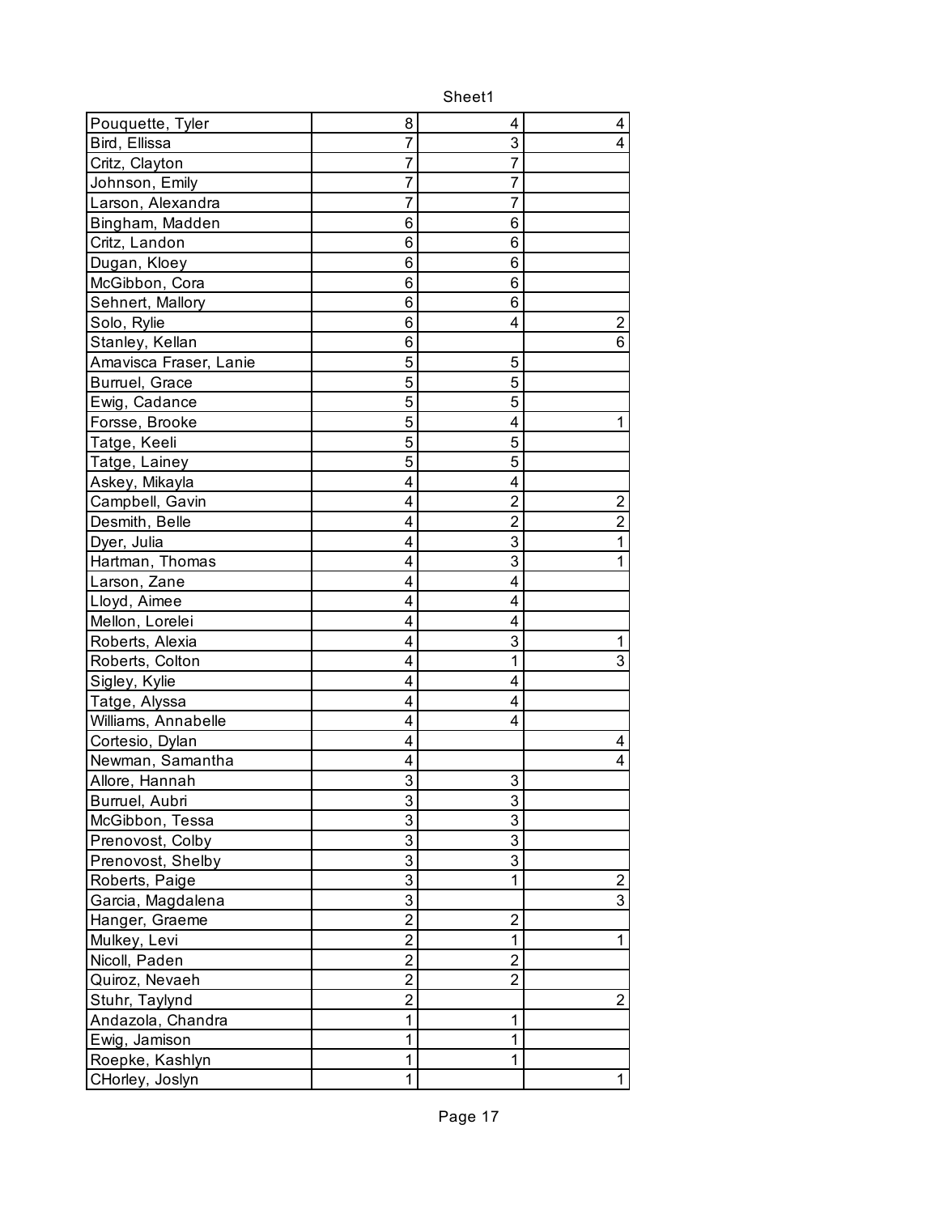| | | | |
|---|---|---|---|
| Pouquette, Tyler | 8 | 4 | 4 |
| Bird, Ellissa | 7 | 3 | 4 |
| Critz, Clayton | 7 | 7 | |
| Johnson, Emily | 7 | 7 | |
| Larson, Alexandra | 7 | 7 | |
| Bingham, Madden | 6 | 6 | |
| Critz, Landon | 6 | 6 | |
| Dugan, Kloey | 6 | 6 | |
| McGibbon, Cora | 6 | 6 | |
| Sehnert, Mallory | 6 | 6 | |
| Solo, Rylie | 6 | 4 | 2 |
| Stanley, Kellan | 6 | | 6 |
| Amavisca Fraser, Lanie | 5 | 5 | |
| Burruel, Grace | 5 | 5 | |
| Ewig, Cadance | 5 | 5 | |
| Forsse, Brooke | 5 | 4 | 1 |
| Tatge, Keeli | 5 | 5 | |
| Tatge, Lainey | 5 | 5 | |
| Askey, Mikayla | 4 | 4 | |
| Campbell, Gavin | 4 | 2 | 2 |
| Desmith, Belle | 4 | 2 | 2 |
| Dyer, Julia | 4 | 3 | 1 |
| Hartman, Thomas | 4 | 3 | 1 |
| Larson, Zane | 4 | 4 | |
| Lloyd, Aimee | 4 | 4 | |
| Mellon, Lorelei | 4 | 4 | |
| Roberts, Alexia | 4 | 3 | 1 |
| Roberts, Colton | 4 | 1 | 3 |
| Sigley, Kylie | 4 | 4 | |
| Tatge, Alyssa | 4 | 4 | |
| Williams, Annabelle | 4 | 4 | |
| Cortesio, Dylan | 4 | | 4 |
| Newman, Samantha | 4 | | 4 |
| Allore, Hannah | 3 | 3 | |
| Burruel, Aubri | 3 | 3 | |
| McGibbon, Tessa | 3 | 3 | |
| Prenovost, Colby | 3 | 3 | |
| Prenovost, Shelby | 3 | 3 | |
| Roberts, Paige | 3 | 1 | 2 |
| Garcia, Magdalena | 3 | | 3 |
| Hanger, Graeme | 2 | 2 | |
| Mulkey, Levi | 2 | 1 | 1 |
| Nicoll, Paden | 2 | 2 | |
| Quiroz, Nevaeh | 2 | 2 | |
| Stuhr, Taylynd | 2 | | 2 |
| Andazola, Chandra | 1 | 1 | |
| Ewig, Jamison | 1 | 1 | |
| Roepke, Kashlyn | 1 | 1 | |
| CHorley, Joslyn | 1 | | 1 |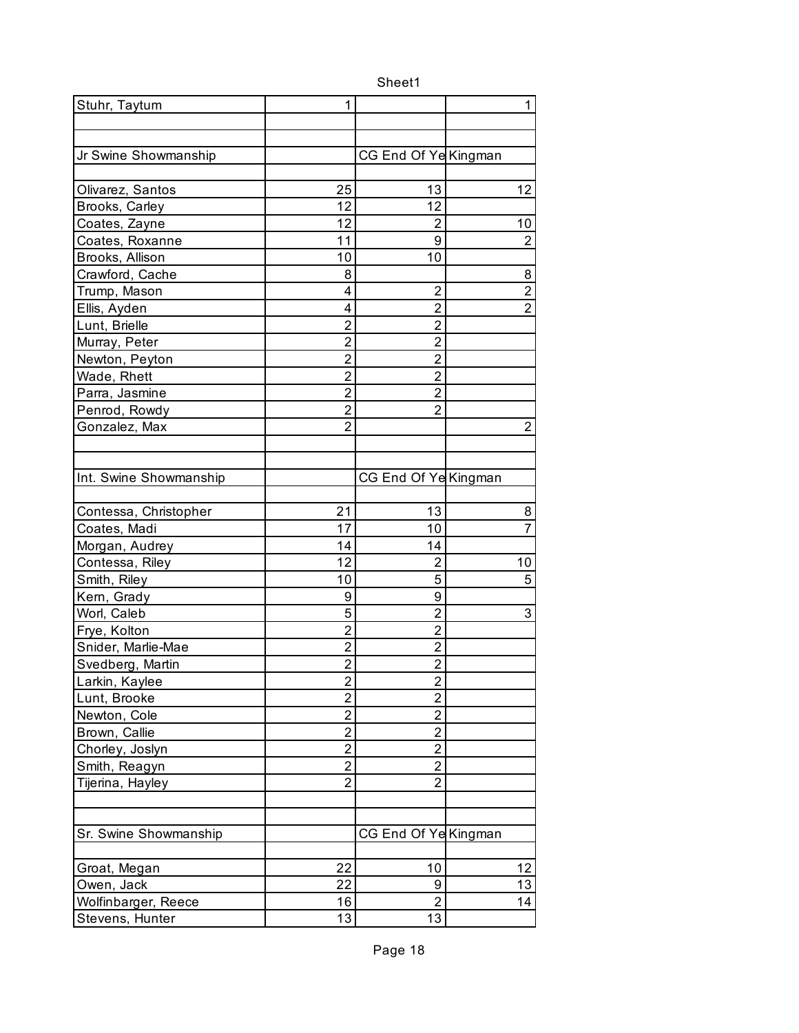| Stuhr, Taytum | 1 | | 1 |
|---|---|---|---|
| | | | |
| | | | |
| Jr Swine Showmanship | | CG End Of Ye | Kingman |
| | | | |
| Olivarez, Santos | 25 | 13 | 12 |
| Brooks, Carley | 12 | 12 | |
| Coates, Zayne | 12 | 2 | 10 |
| Coates, Roxanne | 11 | 9 | 2 |
| Brooks, Allison | 10 | 10 | |
| Crawford, Cache | 8 | | 8 |
| Trump, Mason | 4 | 2 | 2 |
| Ellis, Ayden | 4 | 2 | 2 |
| Lunt, Brielle | 2 | 2 | |
| Murray, Peter | 2 | 2 | |
| Newton, Peyton | 2 | 2 | |
| Wade, Rhett | 2 | 2 | |
| Parra, Jasmine | 2 | 2 | |
| Penrod, Rowdy | 2 | 2 | |
| Gonzalez, Max | 2 | | 2 |
| | | | |
| | | | |
| Int. Swine Showmanship | | CG End Of Ye | Kingman |
| | | | |
| Contessa, Christopher | 21 | 13 | 8 |
| Coates, Madi | 17 | 10 | 7 |
| Morgan, Audrey | 14 | 14 | |
| Contessa, Riley | 12 | 2 | 10 |
| Smith, Riley | 10 | 5 | 5 |
| Kern, Grady | 9 | 9 | |
| Worl, Caleb | 5 | 2 | 3 |
| Frye, Kolton | 2 | 2 | |
| Snider, Marlie-Mae | 2 | 2 | |
| Svedberg, Martin | 2 | 2 | |
| Larkin, Kaylee | 2 | 2 | |
| Lunt, Brooke | 2 | 2 | |
| Newton, Cole | 2 | 2 | |
| Brown, Callie | 2 | 2 | |
| Chorley, Joslyn | 2 | 2 | |
| Smith, Reagyn | 2 | 2 | |
| Tijerina, Hayley | 2 | 2 | |
| | | | |
| | | | |
| Sr. Swine Showmanship | | CG End Of Ye | Kingman |
| | | | |
| Groat, Megan | 22 | 10 | 12 |
| Owen, Jack | 22 | 9 | 13 |
| Wolfinbarger, Reece | 16 | 2 | 14 |
| Stevens, Hunter | 13 | 13 | |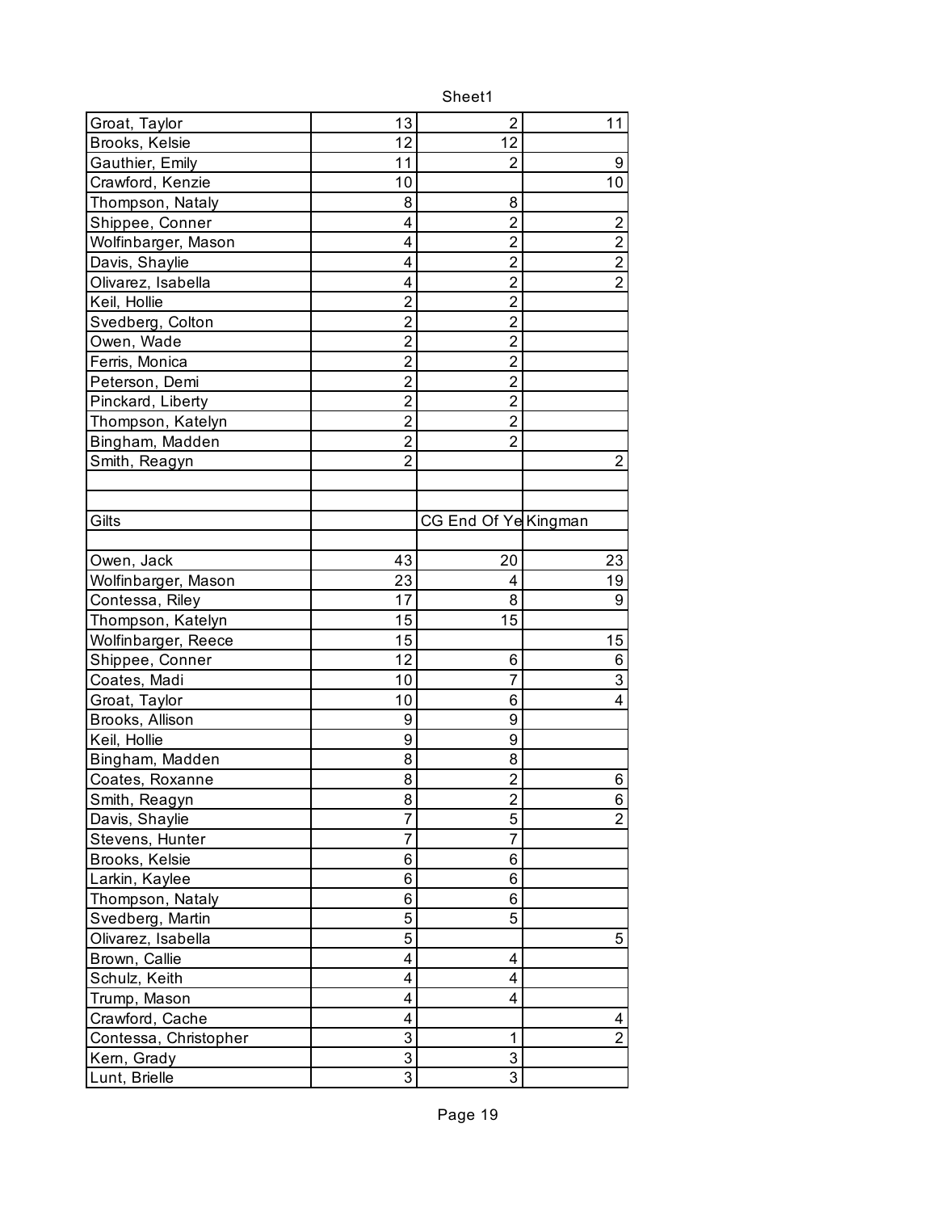| | | | |
|---|---|---|---|
| Groat, Taylor | 13 | 2 | 11 |
| Brooks, Kelsie | 12 | 12 | |
| Gauthier, Emily | 11 | 2 | 9 |
| Crawford, Kenzie | 10 | | 10 |
| Thompson, Nataly | 8 | 8 | |
| Shippee, Conner | 4 | 2 | 2 |
| Wolfinbarger, Mason | 4 | 2 | 2 |
| Davis, Shaylie | 4 | 2 | 2 |
| Olivarez, Isabella | 4 | 2 | 2 |
| Keil, Hollie | 2 | 2 | |
| Svedberg, Colton | 2 | 2 | |
| Owen, Wade | 2 | 2 | |
| Ferris, Monica | 2 | 2 | |
| Peterson, Demi | 2 | 2 | |
| Pinckard, Liberty | 2 | 2 | |
| Thompson, Katelyn | 2 | 2 | |
| Bingham, Madden | 2 | 2 | |
| Smith, Reagyn | 2 | | 2 |
| | | | |
| | | | |
| Gilts | | CG End Of Ye | Kingman |
| | | | |
| Owen, Jack | 43 | 20 | 23 |
| Wolfinbarger, Mason | 23 | 4 | 19 |
| Contessa, Riley | 17 | 8 | 9 |
| Thompson, Katelyn | 15 | 15 | |
| Wolfinbarger, Reece | 15 | | 15 |
| Shippee, Conner | 12 | 6 | 6 |
| Coates, Madi | 10 | 7 | 3 |
| Groat, Taylor | 10 | 6 | 4 |
| Brooks, Allison | 9 | 9 | |
| Keil, Hollie | 9 | 9 | |
| Bingham, Madden | 8 | 8 | |
| Coates, Roxanne | 8 | 2 | 6 |
| Smith, Reagyn | 8 | 2 | 6 |
| Davis, Shaylie | 7 | 5 | 2 |
| Stevens, Hunter | 7 | 7 | |
| Brooks, Kelsie | 6 | 6 | |
| Larkin, Kaylee | 6 | 6 | |
| Thompson, Nataly | 6 | 6 | |
| Svedberg, Martin | 5 | 5 | |
| Olivarez, Isabella | 5 | | 5 |
| Brown, Callie | 4 | 4 | |
| Schulz, Keith | 4 | 4 | |
| Trump, Mason | 4 | 4 | |
| Crawford, Cache | 4 | | 4 |
| Contessa, Christopher | 3 | 1 | 2 |
| Kern, Grady | 3 | 3 | |
| Lunt, Brielle | 3 | 3 | |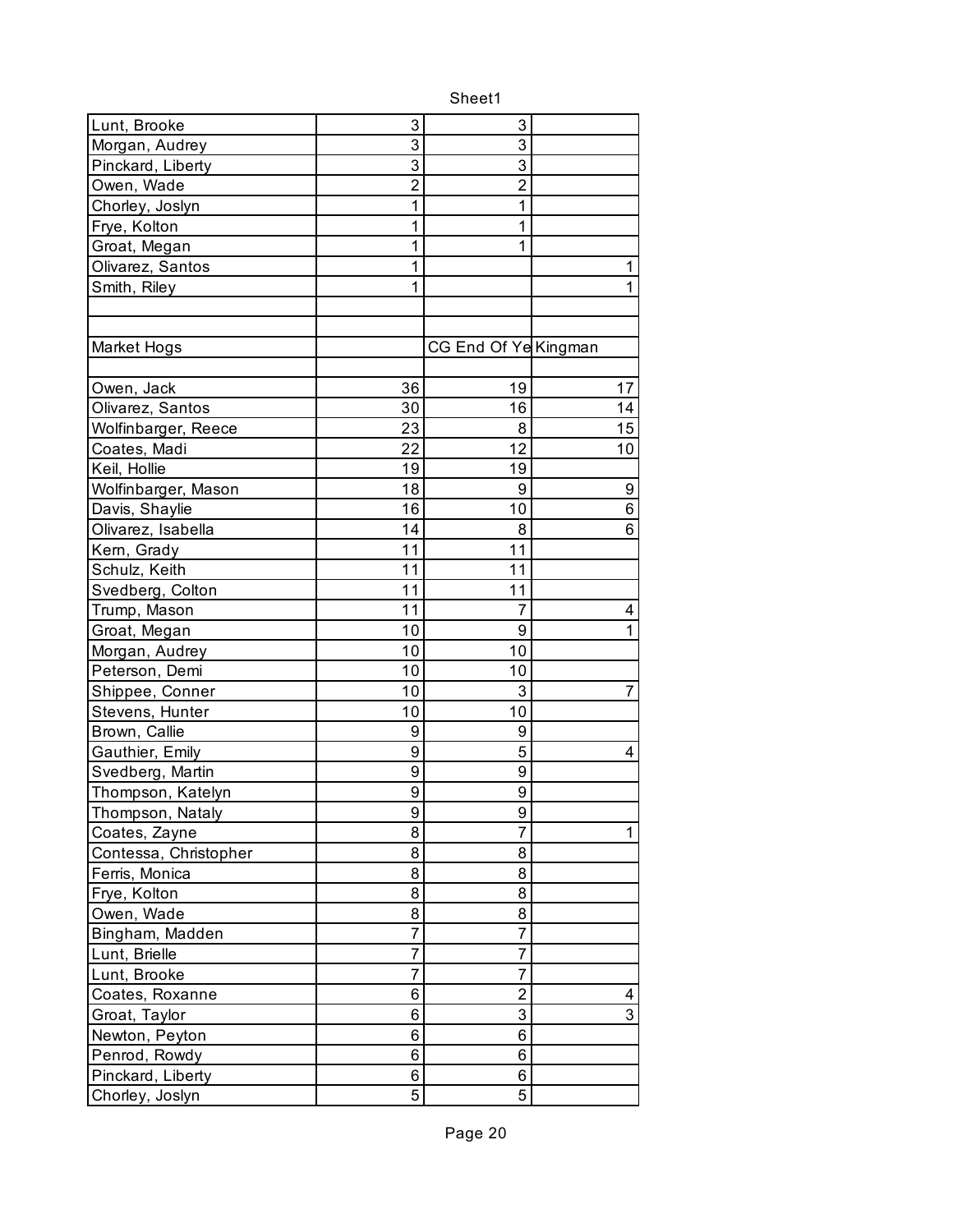| | | | |
|---|---|---|---|
| Lunt, Brooke | 3 | 3 | |
| Morgan, Audrey | 3 | 3 | |
| Pinckard, Liberty | 3 | 3 | |
| Owen, Wade | 2 | 2 | |
| Chorley, Joslyn | 1 | 1 | |
| Frye, Kolton | 1 | 1 | |
| Groat, Megan | 1 | 1 | |
| Olivarez, Santos | 1 | | 1 |
| Smith, Riley | 1 | | 1 |
| | | | |
| | | | |
| Market Hogs | | CG End Of Ye | Kingman |
| | | | |
| Owen, Jack | 36 | 19 | 17 |
| Olivarez, Santos | 30 | 16 | 14 |
| Wolfinbarger, Reece | 23 | 8 | 15 |
| Coates, Madi | 22 | 12 | 10 |
| Keil, Hollie | 19 | 19 | |
| Wolfinbarger, Mason | 18 | 9 | 9 |
| Davis, Shaylie | 16 | 10 | 6 |
| Olivarez, Isabella | 14 | 8 | 6 |
| Kern, Grady | 11 | 11 | |
| Schulz, Keith | 11 | 11 | |
| Svedberg, Colton | 11 | 11 | |
| Trump, Mason | 11 | 7 | 4 |
| Groat, Megan | 10 | 9 | 1 |
| Morgan, Audrey | 10 | 10 | |
| Peterson, Demi | 10 | 10 | |
| Shippee, Conner | 10 | 3 | 7 |
| Stevens, Hunter | 10 | 10 | |
| Brown, Callie | 9 | 9 | |
| Gauthier, Emily | 9 | 5 | 4 |
| Svedberg, Martin | 9 | 9 | |
| Thompson, Katelyn | 9 | 9 | |
| Thompson, Nataly | 9 | 9 | |
| Coates, Zayne | 8 | 7 | 1 |
| Contessa, Christopher | 8 | 8 | |
| Ferris, Monica | 8 | 8 | |
| Frye, Kolton | 8 | 8 | |
| Owen, Wade | 8 | 8 | |
| Bingham, Madden | 7 | 7 | |
| Lunt, Brielle | 7 | 7 | |
| Lunt, Brooke | 7 | 7 | |
| Coates, Roxanne | 6 | 2 | 4 |
| Groat, Taylor | 6 | 3 | 3 |
| Newton, Peyton | 6 | 6 | |
| Penrod, Rowdy | 6 | 6 | |
| Pinckard, Liberty | 6 | 6 | |
| Chorley, Joslyn | 5 | 5 | |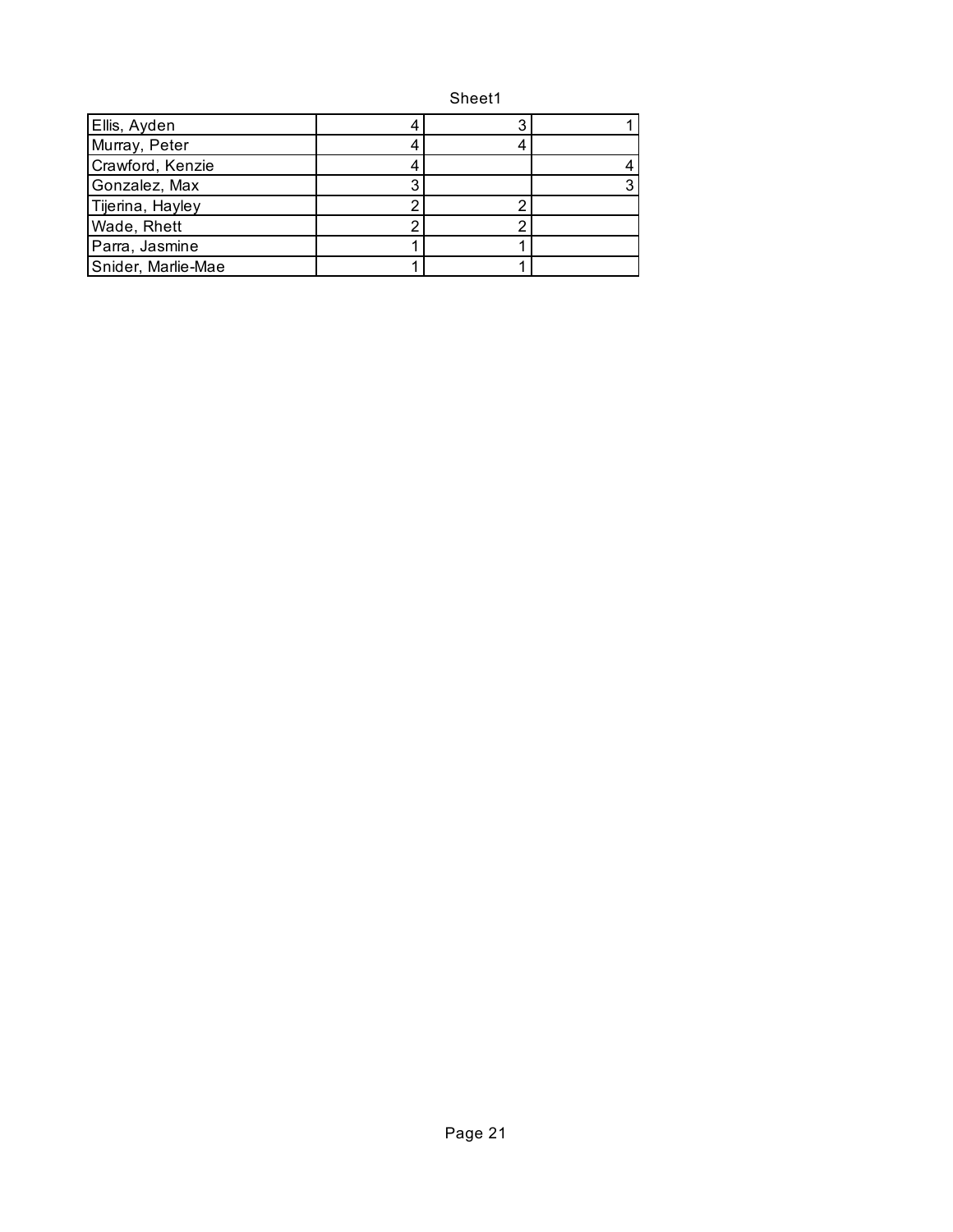Sheet1

| | | | |
|---|---|---|---|
| Ellis, Ayden | 4 | 3 | 1 |
| Murray, Peter | 4 | 4 | |
| Crawford, Kenzie | 4 | | 4 |
| Gonzalez, Max | 3 | | 3 |
| Tijerina, Hayley | 2 | 2 | |
| Wade, Rhett | 2 | 2 | |
| Parra, Jasmine | 1 | 1 | |
| Snider, Marlie-Mae | 1 | 1 | |